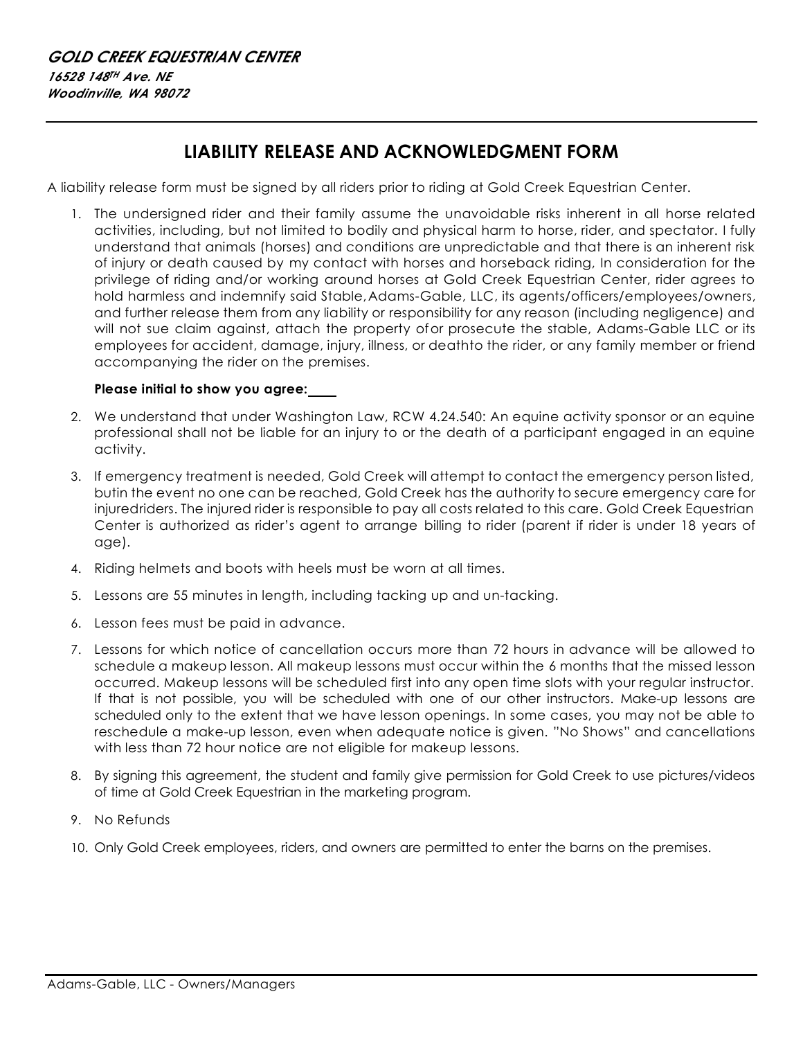***GOLD CREEK EQUESTRIAN CENTER***
***16528 148TH Ave. NE***
***Woodinville, WA 98072***

---

# LIABILITY RELEASE AND ACKNOWLEDGMENT FORM

A liability release form must be signed by all riders prior to riding at Gold Creek Equestrian Center.

1. The undersigned rider and their family assume the unavoidable risks inherent in all horse related activities, including, but not limited to bodily and physical harm to horse, rider, and spectator. I fully understand that animals (horses) and conditions are unpredictable and that there is an inherent risk of injury or death caused by my contact with horses and horseback riding, In consideration for the privilege of riding and/or working around horses at Gold Creek Equestrian Center, rider agrees to hold harmless and indemnify said Stable, Adams-Gable, LLC, its agents/officers/employees/owners, and further release them from any liability or responsibility for any reason (including negligence) and will not sue claim against, attach the property of or prosecute the stable, Adams-Gable LLC or its employees for accident, damage, injury, illness, or death to the rider, or any family member or friend accompanying the rider on the premises.

   **Please initial to show you agree:____**

2. We understand that under Washington Law, RCW 4.24.540: An equine activity sponsor or an equine professional shall not be liable for an injury to or the death of a participant engaged in an equine activity.
3. If emergency treatment is needed, Gold Creek will attempt to contact the emergency person listed, but in the event no one can be reached, Gold Creek has the authority to secure emergency care for injured riders. The injured rider is responsible to pay all costs related to this care. Gold Creek Equestrian Center is authorized as rider's agent to arrange billing to rider (parent if rider is under 18 years of age).
4. Riding helmets and boots with heels must be worn at all times.
5. Lessons are 55 minutes in length, including tacking up and un-tacking.
6. Lesson fees must be paid in advance.
7. Lessons for which notice of cancellation occurs more than 72 hours in advance will be allowed to schedule a makeup lesson. All makeup lessons must occur within the 6 months that the missed lesson occurred. Makeup lessons will be scheduled first into any open time slots with your regular instructor. If that is not possible, you will be scheduled with one of our other instructors. Make-up lessons are scheduled only to the extent that we have lesson openings. In some cases, you may not be able to reschedule a make-up lesson, even when adequate notice is given. "No Shows" and cancellations with less than 72 hour notice are not eligible for makeup lessons.
8. By signing this agreement, the student and family give permission for Gold Creek to use pictures/videos of time at Gold Creek Equestrian in the marketing program.
9. No Refunds
10. Only Gold Creek employees, riders, and owners are permitted to enter the barns on the premises.

---

Adams-Gable, LLC - Owners/Managers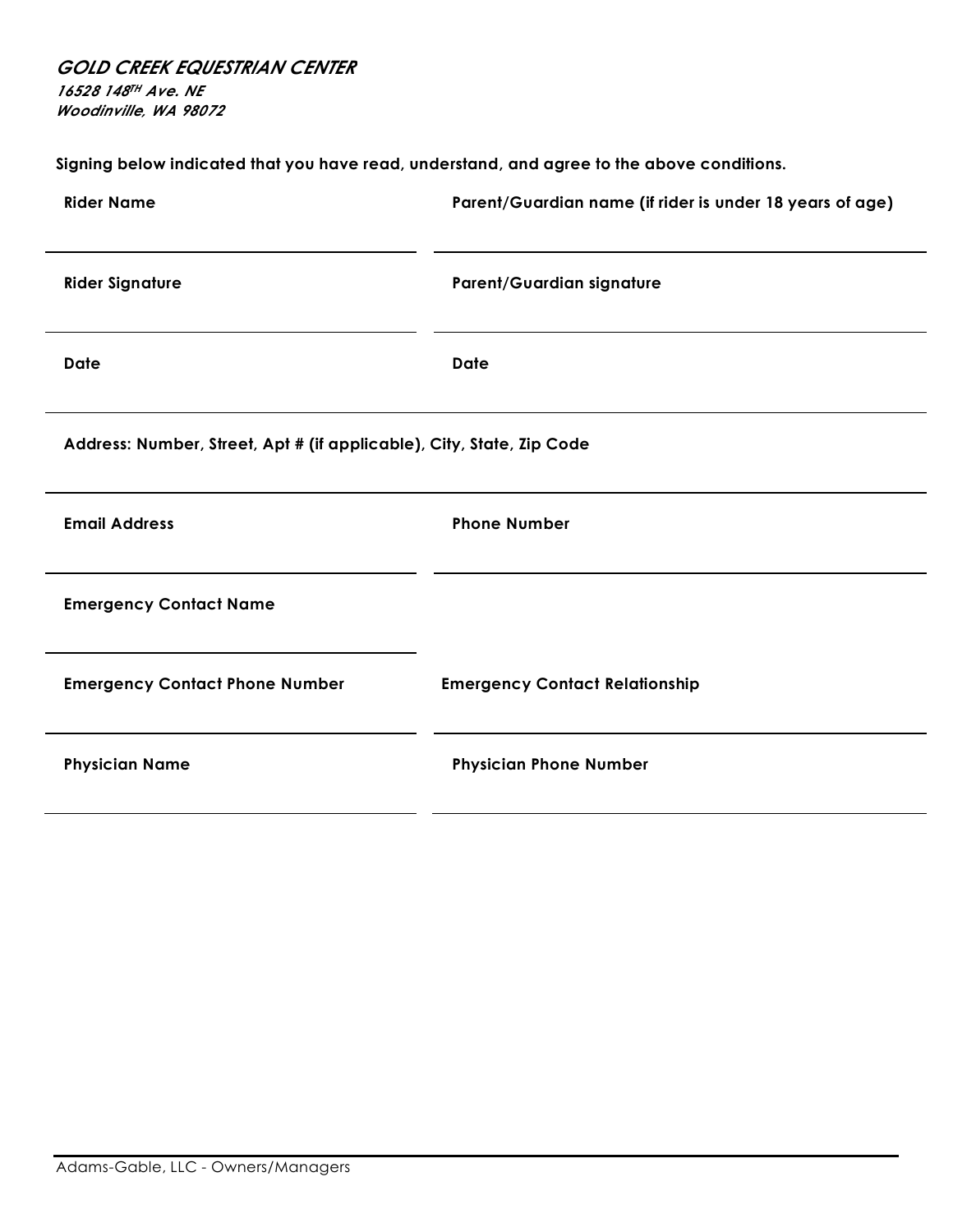***GOLD CREEK EQUESTRIAN CENTER***
***16528 148TH Ave. NE***
***Woodinville, WA 98072***

**Signing below indicated that you have read, understand, and agree to the above conditions.**

| | |
|---|---|
| **Rider Name** | **Parent/Guardian name (if rider is under 18 years of age)** |
| | |
| **Rider Signature** | **Parent/Guardian signature** |
| | |
| **Date** | **Date** |
| | |

**Address: Number, Street, Apt # (if applicable), City, State, Zip Code**

| | |
|---|---|
| **Email Address** | **Phone Number** |
| | |
| **Emergency Contact Name** | |
| | |
| **Emergency Contact Phone Number** | **Emergency Contact Relationship** |
| | |
| **Physician Name** | **Physician Phone Number** |
| | |

Adams-Gable, LLC - Owners/Managers